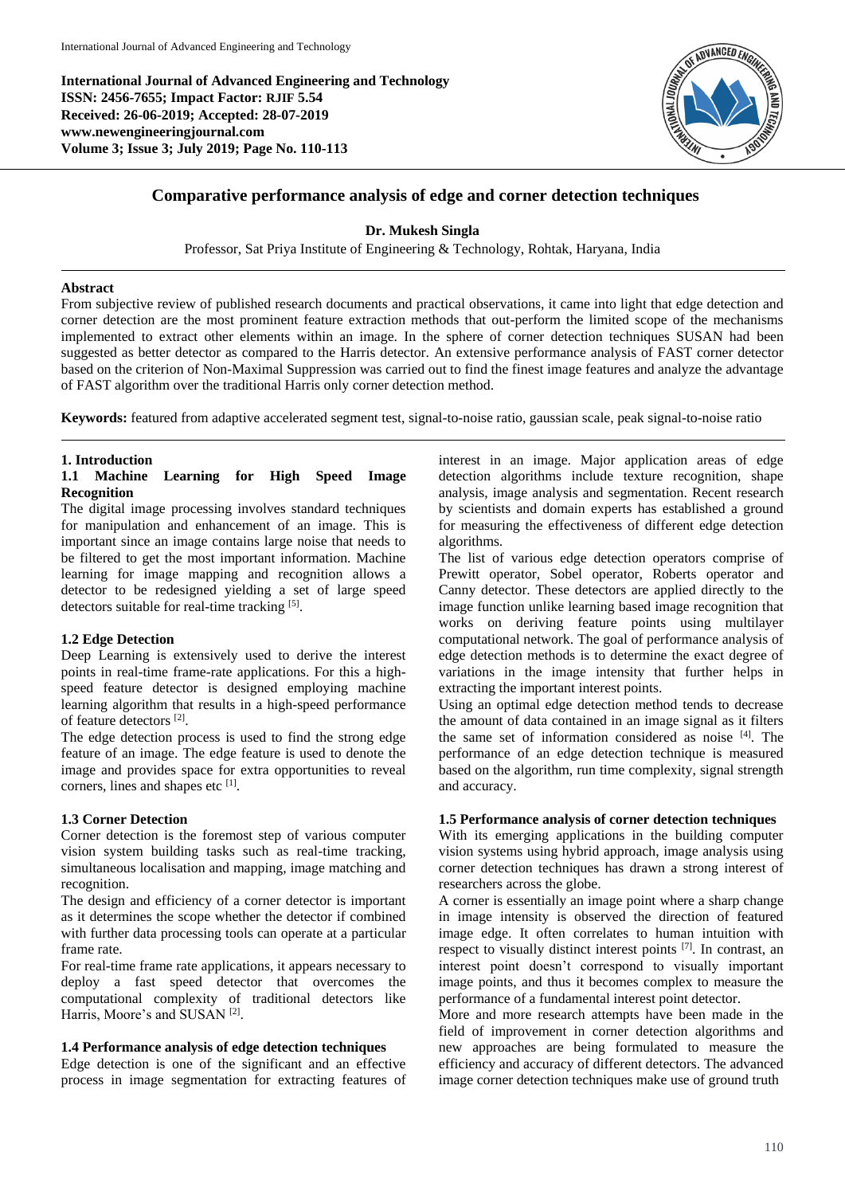**International Journal of Advanced Engineering and Technology**
**ISSN: 2456-7655; Impact Factor: RJIF 5.54**
**Received: 26-06-2019; Accepted: 28-07-2019**
**www.newengineeringjournal.com**
**Volume 3; Issue 3; July 2019; Page No. 110-113**

# Comparative performance analysis of edge and corner detection techniques

**Dr. Mukesh Singla**

Professor, Sat Priya Institute of Engineering & Technology, Rohtak, Haryana, India

## Abstract

From subjective review of published research documents and practical observations, it came into light that edge detection and corner detection are the most prominent feature extraction methods that out-perform the limited scope of the mechanisms implemented to extract other elements within an image. In the sphere of corner detection techniques SUSAN had been suggested as better detector as compared to the Harris detector. An extensive performance analysis of FAST corner detector based on the criterion of Non-Maximal Suppression was carried out to find the finest image features and analyze the advantage of FAST algorithm over the traditional Harris only corner detection method.

**Keywords:** featured from adaptive accelerated segment test, signal-to-noise ratio, gaussian scale, peak signal-to-noise ratio

## 1. Introduction

### 1.1 Machine Learning for High Speed Image Recognition

The digital image processing involves standard techniques for manipulation and enhancement of an image. This is important since an image contains large noise that needs to be filtered to get the most important information. Machine learning for image mapping and recognition allows a detector to be redesigned yielding a set of large speed detectors suitable for real-time tracking [5].

### 1.2 Edge Detection

Deep Learning is extensively used to derive the interest points in real-time frame-rate applications. For this a high-speed feature detector is designed employing machine learning algorithm that results in a high-speed performance of feature detectors [2].

The edge detection process is used to find the strong edge feature of an image. The edge feature is used to denote the image and provides space for extra opportunities to reveal corners, lines and shapes etc [1].

### 1.3 Corner Detection

Corner detection is the foremost step of various computer vision system building tasks such as real-time tracking, simultaneous localisation and mapping, image matching and recognition.

The design and efficiency of a corner detector is important as it determines the scope whether the detector if combined with further data processing tools can operate at a particular frame rate.

For real-time frame rate applications, it appears necessary to deploy a fast speed detector that overcomes the computational complexity of traditional detectors like Harris, Moore's and SUSAN [2].

### 1.4 Performance analysis of edge detection techniques

Edge detection is one of the significant and an effective process in image segmentation for extracting features of interest in an image. Major application areas of edge detection algorithms include texture recognition, shape analysis, image analysis and segmentation. Recent research by scientists and domain experts has established a ground for measuring the effectiveness of different edge detection algorithms.

The list of various edge detection operators comprise of Prewitt operator, Sobel operator, Roberts operator and Canny detector. These detectors are applied directly to the image function unlike learning based image recognition that works on deriving feature points using multilayer computational network. The goal of performance analysis of edge detection methods is to determine the exact degree of variations in the image intensity that further helps in extracting the important interest points.

Using an optimal edge detection method tends to decrease the amount of data contained in an image signal as it filters the same set of information considered as noise [4]. The performance of an edge detection technique is measured based on the algorithm, run time complexity, signal strength and accuracy.

### 1.5 Performance analysis of corner detection techniques

With its emerging applications in the building computer vision systems using hybrid approach, image analysis using corner detection techniques has drawn a strong interest of researchers across the globe.

A corner is essentially an image point where a sharp change in image intensity is observed the direction of featured image edge. It often correlates to human intuition with respect to visually distinct interest points [7]. In contrast, an interest point doesn't correspond to visually important image points, and thus it becomes complex to measure the performance of a fundamental interest point detector.

More and more research attempts have been made in the field of improvement in corner detection algorithms and new approaches are being formulated to measure the efficiency and accuracy of different detectors. The advanced image corner detection techniques make use of ground truth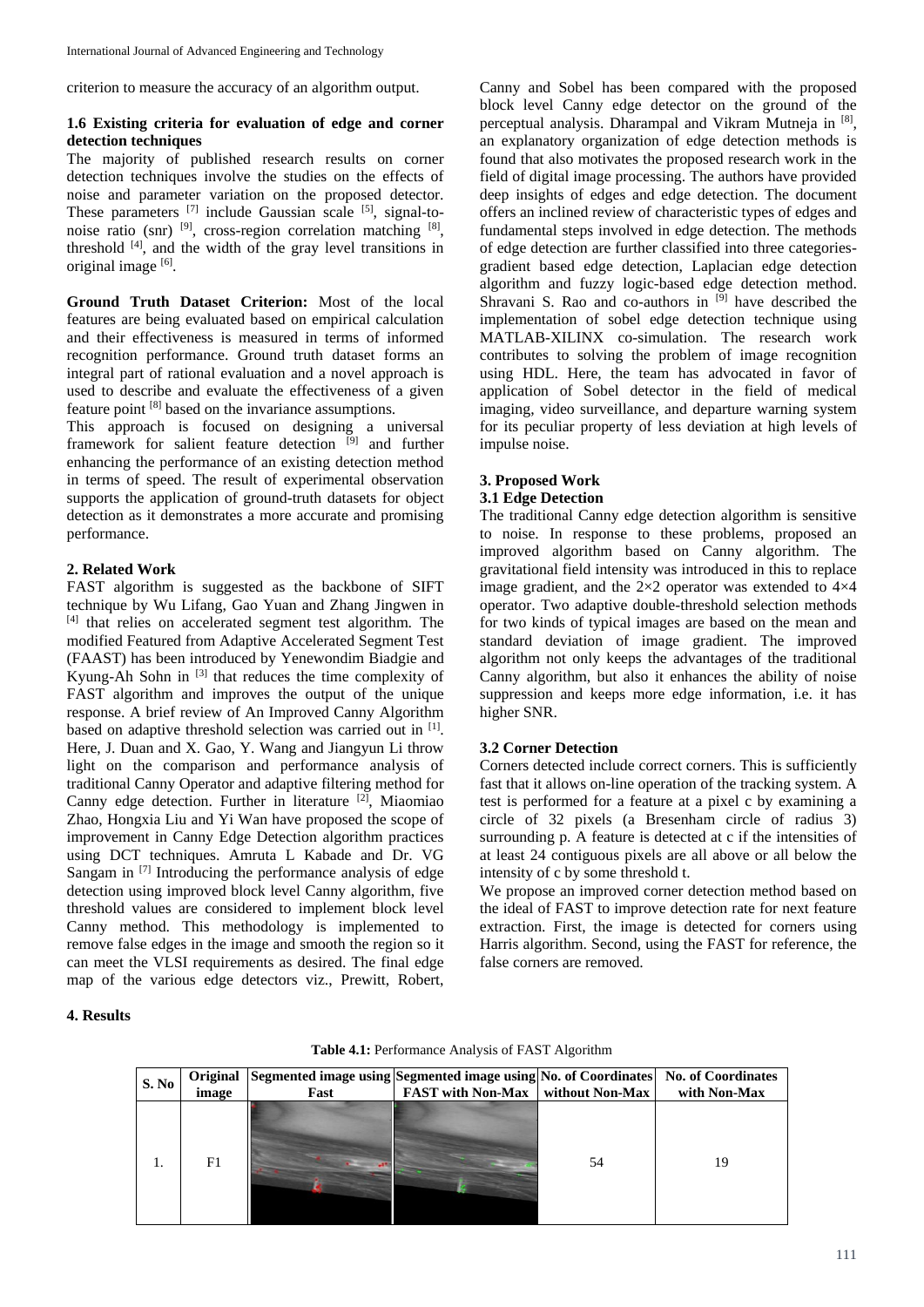criterion to measure the accuracy of an algorithm output.

### 1.6 Existing criteria for evaluation of edge and corner detection techniques

The majority of published research results on corner detection techniques involve the studies on the effects of noise and parameter variation on the proposed detector. These parameters [7] include Gaussian scale [5], signal-to-noise ratio (snr) [9], cross-region correlation matching [8], threshold [4], and the width of the gray level transitions in original image [6].

**Ground Truth Dataset Criterion:** Most of the local features are being evaluated based on empirical calculation and their effectiveness is measured in terms of informed recognition performance. Ground truth dataset forms an integral part of rational evaluation and a novel approach is used to describe and evaluate the effectiveness of a given feature point [8] based on the invariance assumptions.

This approach is focused on designing a universal framework for salient feature detection [9] and further enhancing the performance of an existing detection method in terms of speed. The result of experimental observation supports the application of ground-truth datasets for object detection as it demonstrates a more accurate and promising performance.

## 2. Related Work

FAST algorithm is suggested as the backbone of SIFT technique by Wu Lifang, Gao Yuan and Zhang Jingwen in [4] that relies on accelerated segment test algorithm. The modified Featured from Adaptive Accelerated Segment Test (FAAST) has been introduced by Yenewondim Biadgie and Kyung-Ah Sohn in [3] that reduces the time complexity of FAST algorithm and improves the output of the unique response. A brief review of An Improved Canny Algorithm based on adaptive threshold selection was carried out in [1]. Here, J. Duan and X. Gao, Y. Wang and Jiangyun Li throw light on the comparison and performance analysis of traditional Canny Operator and adaptive filtering method for Canny edge detection. Further in literature [2], Miaomiao Zhao, Hongxia Liu and Yi Wan have proposed the scope of improvement in Canny Edge Detection algorithm practices using DCT techniques. Amruta L Kabade and Dr. VG Sangam in [7] Introducing the performance analysis of edge detection using improved block level Canny algorithm, five threshold values are considered to implement block level Canny method. This methodology is implemented to remove false edges in the image and smooth the region so it can meet the VLSI requirements as desired. The final edge map of the various edge detectors viz., Prewitt, Robert, Canny and Sobel has been compared with the proposed block level Canny edge detector on the ground of the perceptual analysis. Dharampal and Vikram Mutneja in [8], an explanatory organization of edge detection methods is found that also motivates the proposed research work in the field of digital image processing. The authors have provided deep insights of edges and edge detection. The document offers an inclined review of characteristic types of edges and fundamental steps involved in edge detection. The methods of edge detection are further classified into three categories- gradient based edge detection, Laplacian edge detection algorithm and fuzzy logic-based edge detection method. Shravani S. Rao and co-authors in [9] have described the implementation of sobel edge detection technique using MATLAB-XILINX co-simulation. The research work contributes to solving the problem of image recognition using HDL. Here, the team has advocated in favor of application of Sobel detector in the field of medical imaging, video surveillance, and departure warning system for its peculiar property of less deviation at high levels of impulse noise.

## 3. Proposed Work

### 3.1 Edge Detection

The traditional Canny edge detection algorithm is sensitive to noise. In response to these problems, proposed an improved algorithm based on Canny algorithm. The gravitational field intensity was introduced in this to replace image gradient, and the 2×2 operator was extended to 4×4 operator. Two adaptive double-threshold selection methods for two kinds of typical images are based on the mean and standard deviation of image gradient. The improved algorithm not only keeps the advantages of the traditional Canny algorithm, but also it enhances the ability of noise suppression and keeps more edge information, i.e. it has higher SNR.

### 3.2 Corner Detection

Corners detected include correct corners. This is sufficiently fast that it allows on-line operation of the tracking system. A test is performed for a feature at a pixel c by examining a circle of 32 pixels (a Bresenham circle of radius 3) surrounding p. A feature is detected at c if the intensities of at least 24 contiguous pixels are all above or all below the intensity of c by some threshold t.

We propose an improved corner detection method based on the ideal of FAST to improve detection rate for next feature extraction. First, the image is detected for corners using Harris algorithm. Second, using the FAST for reference, the false corners are removed.

## 4. Results

**Table 4.1:** Performance Analysis of FAST Algorithm

| S. No | Original image | Segmented image using Fast | Segmented image using FAST with Non-Max | No. of Coordinates without Non-Max | No. of Coordinates with Non-Max |
|---|---|---|---|---|---|
| 1. | F1 | | | 54 | 19 |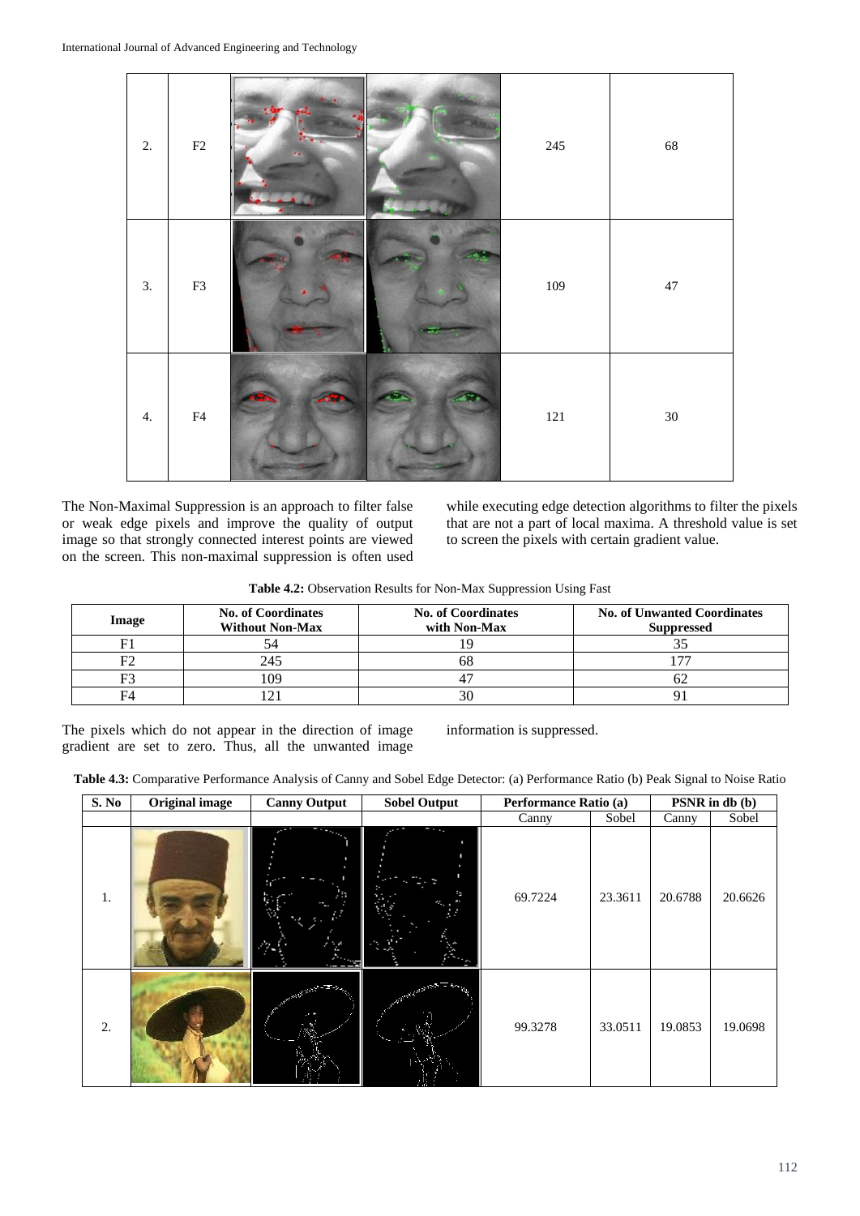| 2. | F2 | | | 245 | 68 |
|---|---|---|---|---|---|
| 3. | F3 | | | 109 | 47 |
| 4. | F4 | | | 121 | 30 |

The Non-Maximal Suppression is an approach to filter false or weak edge pixels and improve the quality of output image so that strongly connected interest points are viewed on the screen. This non-maximal suppression is often used while executing edge detection algorithms to filter the pixels that are not a part of local maxima. A threshold value is set to screen the pixels with certain gradient value.

**Table 4.2:** Observation Results for Non-Max Suppression Using Fast

| Image | No. of Coordinates Without Non-Max | No. of Coordinates with Non-Max | No. of Unwanted Coordinates Suppressed |
|---|---|---|---|
| F1 | 54 | 19 | 35 |
| F2 | 245 | 68 | 177 |
| F3 | 109 | 47 | 62 |
| F4 | 121 | 30 | 91 |

The pixels which do not appear in the direction of image gradient are set to zero. Thus, all the unwanted image information is suppressed.

**Table 4.3:** Comparative Performance Analysis of Canny and Sobel Edge Detector: (a) Performance Ratio (b) Peak Signal to Noise Ratio

| S. No | Original image | Canny Output | Sobel Output | Performance Ratio (a) | | PSNR in db (b) | |
|---|---|---|---|---|---|---|---|
| | | | | Canny | Sobel | Canny | Sobel |
| 1. | | | | 69.7224 | 23.3611 | 20.6788 | 20.6626 |
| 2. | | | | 99.3278 | 33.0511 | 19.0853 | 19.0698 |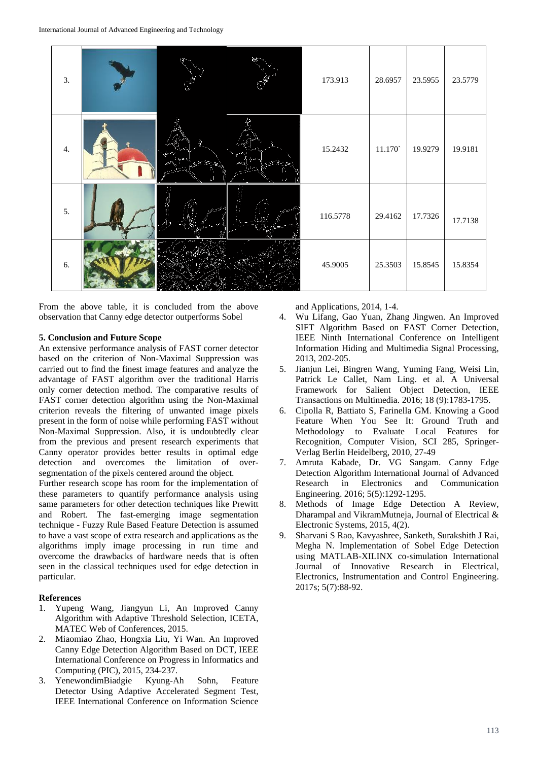| | | | | | | | |
|---|---|---|---|---|---|---|---|
| 3. | | | | 173.913 | 28.6957 | 23.5955 | 23.5779 |
| 4. | | | | 15.2432 | 11.170` | 19.9279 | 19.9181 |
| 5. | | | | 116.5778 | 29.4162 | 17.7326 | 17.7138 |
| 6. | | | | 45.9005 | 25.3503 | 15.8545 | 15.8354 |

From the above table, it is concluded from the above observation that Canny edge detector outperforms Sobel

## 5. Conclusion and Future Scope

An extensive performance analysis of FAST corner detector based on the criterion of Non-Maximal Suppression was carried out to find the finest image features and analyze the advantage of FAST algorithm over the traditional Harris only corner detection method. The comparative results of FAST corner detection algorithm using the Non-Maximal criterion reveals the filtering of unwanted image pixels present in the form of noise while performing FAST without Non-Maximal Suppression. Also, it is undoubtedly clear from the previous and present research experiments that Canny operator provides better results in optimal edge detection and overcomes the limitation of over-segmentation of the pixels centered around the object.

Further research scope has room for the implementation of these parameters to quantify performance analysis using same parameters for other detection techniques like Prewitt and Robert. The fast-emerging image segmentation technique - Fuzzy Rule Based Feature Detection is assumed to have a vast scope of extra research and applications as the algorithms imply image processing in run time and overcome the drawbacks of hardware needs that is often seen in the classical techniques used for edge detection in particular.

## References

1. Yupeng Wang, Jiangyun Li, An Improved Canny Algorithm with Adaptive Threshold Selection, ICETA, MATEC Web of Conferences, 2015.
2. Miaomiao Zhao, Hongxia Liu, Yi Wan. An Improved Canny Edge Detection Algorithm Based on DCT, IEEE International Conference on Progress in Informatics and Computing (PIC), 2015, 234-237.
3. YenewondimBiadgie Kyung-Ah Sohn, Feature Detector Using Adaptive Accelerated Segment Test, IEEE International Conference on Information Science and Applications, 2014, 1-4.
4. Wu Lifang, Gao Yuan, Zhang Jingwen. An Improved SIFT Algorithm Based on FAST Corner Detection, IEEE Ninth International Conference on Intelligent Information Hiding and Multimedia Signal Processing, 2013, 202-205.
5. Jianjun Lei, Bingren Wang, Yuming Fang, Weisi Lin, Patrick Le Callet, Nam Ling. et al. A Universal Framework for Salient Object Detection, IEEE Transactions on Multimedia. 2016; 18 (9):1783-1795.
6. Cipolla R, Battiato S, Farinella GM. Knowing a Good Feature When You See It: Ground Truth and Methodology to Evaluate Local Features for Recognition, Computer Vision, SCI 285, Springer-Verlag Berlin Heidelberg, 2010, 27-49
7. Amruta Kabade, Dr. VG Sangam. Canny Edge Detection Algorithm International Journal of Advanced Research in Electronics and Communication Engineering. 2016; 5(5):1292-1295.
8. Methods of Image Edge Detection A Review, Dharampal and VikramMutneja, Journal of Electrical & Electronic Systems, 2015, 4(2).
9. Sharvani S Rao, Kavyashree, Sanketh, Surakshith J Rai, Megha N. Implementation of Sobel Edge Detection using MATLAB-XILINX co-simulation International Journal of Innovative Research in Electrical, Electronics, Instrumentation and Control Engineering. 2017s; 5(7):88-92.